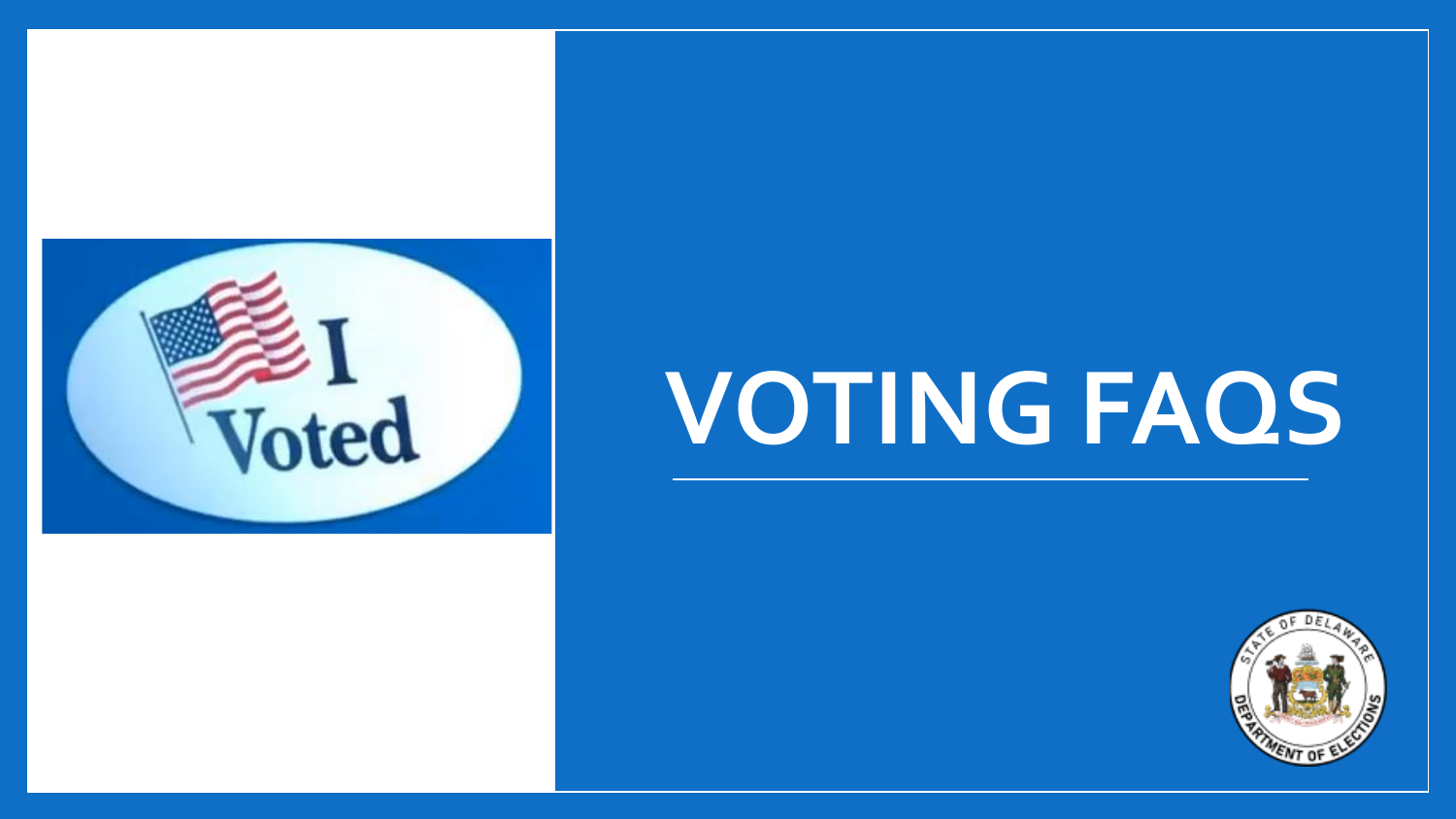# VOTING FAQS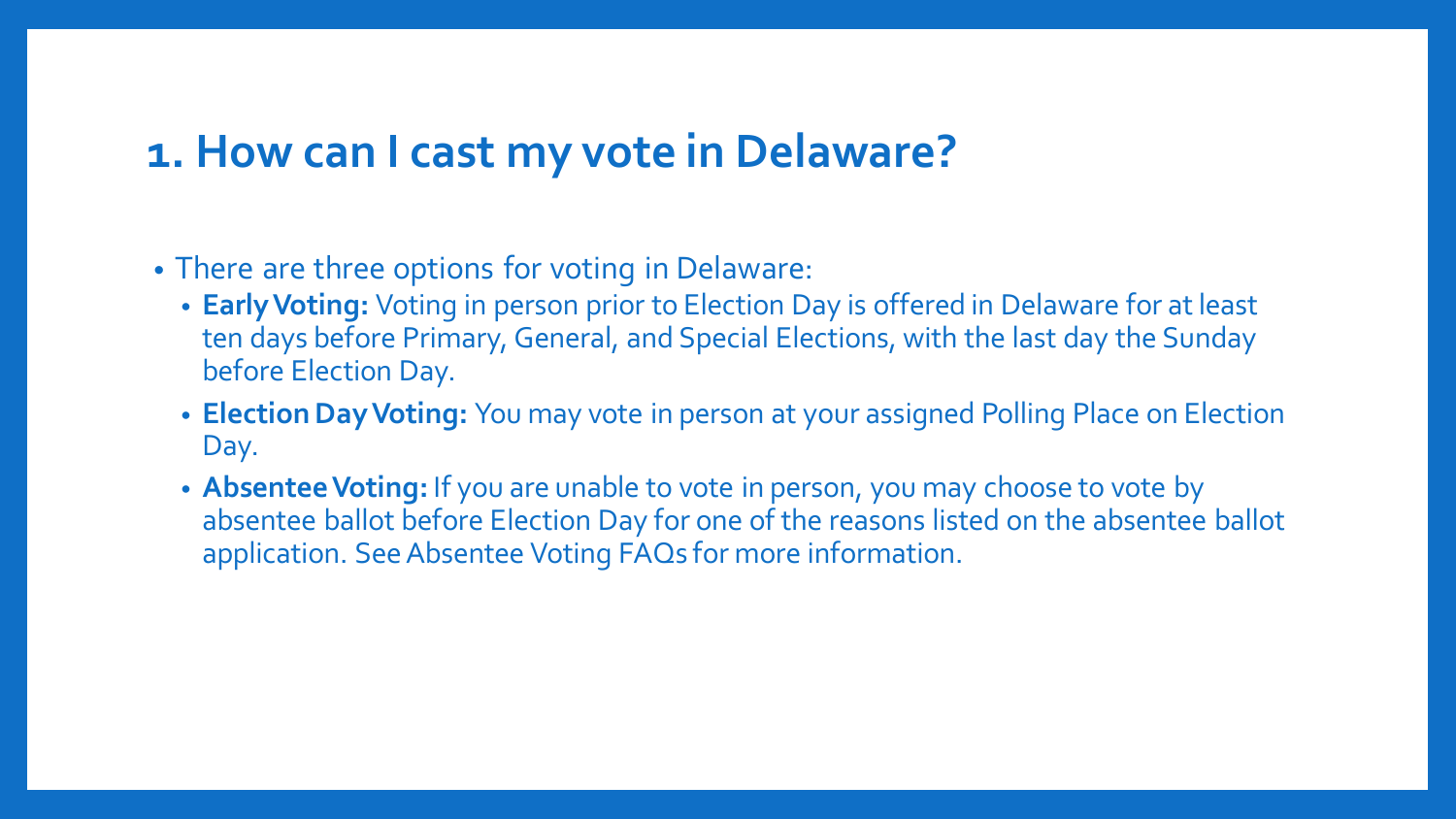## 1. How can I cast my vote in Delaware?

- There are three options for voting in Delaware:
  - **Early Voting:** Voting in person prior to Election Day is offered in Delaware for at least ten days before Primary, General, and Special Elections, with the last day the Sunday before Election Day.
  - **Election Day Voting:** You may vote in person at your assigned Polling Place on Election Day.
  - **Absentee Voting:** If you are unable to vote in person, you may choose to vote by absentee ballot before Election Day for one of the reasons listed on the absentee ballot application. See Absentee Voting FAQs for more information.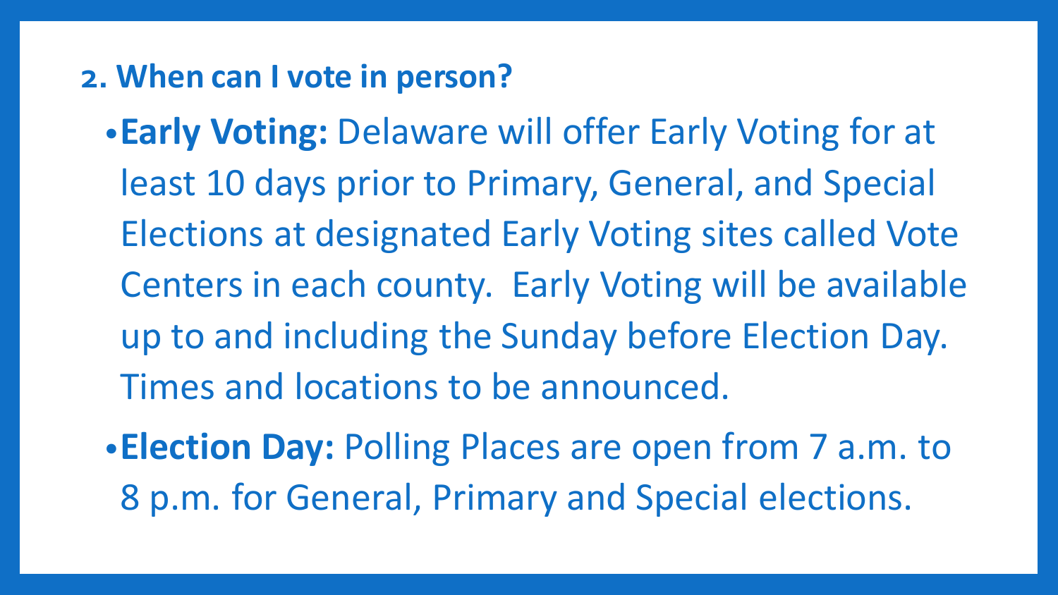## 2. When can I vote in person?

- **Early Voting:** Delaware will offer Early Voting for at least 10 days prior to Primary, General, and Special Elections at designated Early Voting sites called Vote Centers in each county. Early Voting will be available up to and including the Sunday before Election Day. Times and locations to be announced.
- **Election Day:** Polling Places are open from 7 a.m. to 8 p.m. for General, Primary and Special elections.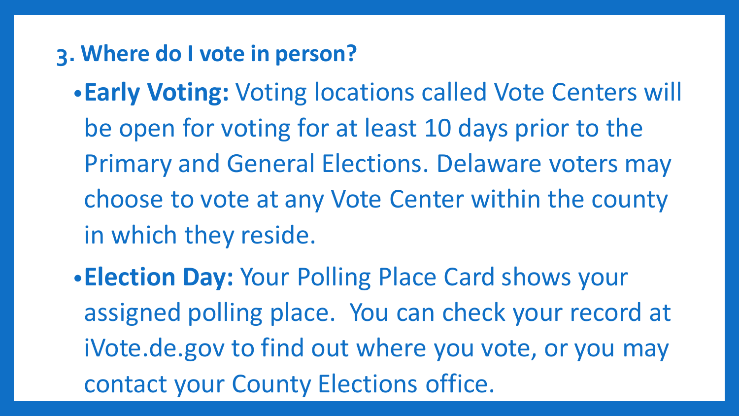### 3. Where do I vote in person?

- **Early Voting:** Voting locations called Vote Centers will be open for voting for at least 10 days prior to the Primary and General Elections. Delaware voters may choose to vote at any Vote Center within the county in which they reside.
- **Election Day:** Your Polling Place Card shows your assigned polling place. You can check your record at iVote.de.gov to find out where you vote, or you may contact your County Elections office.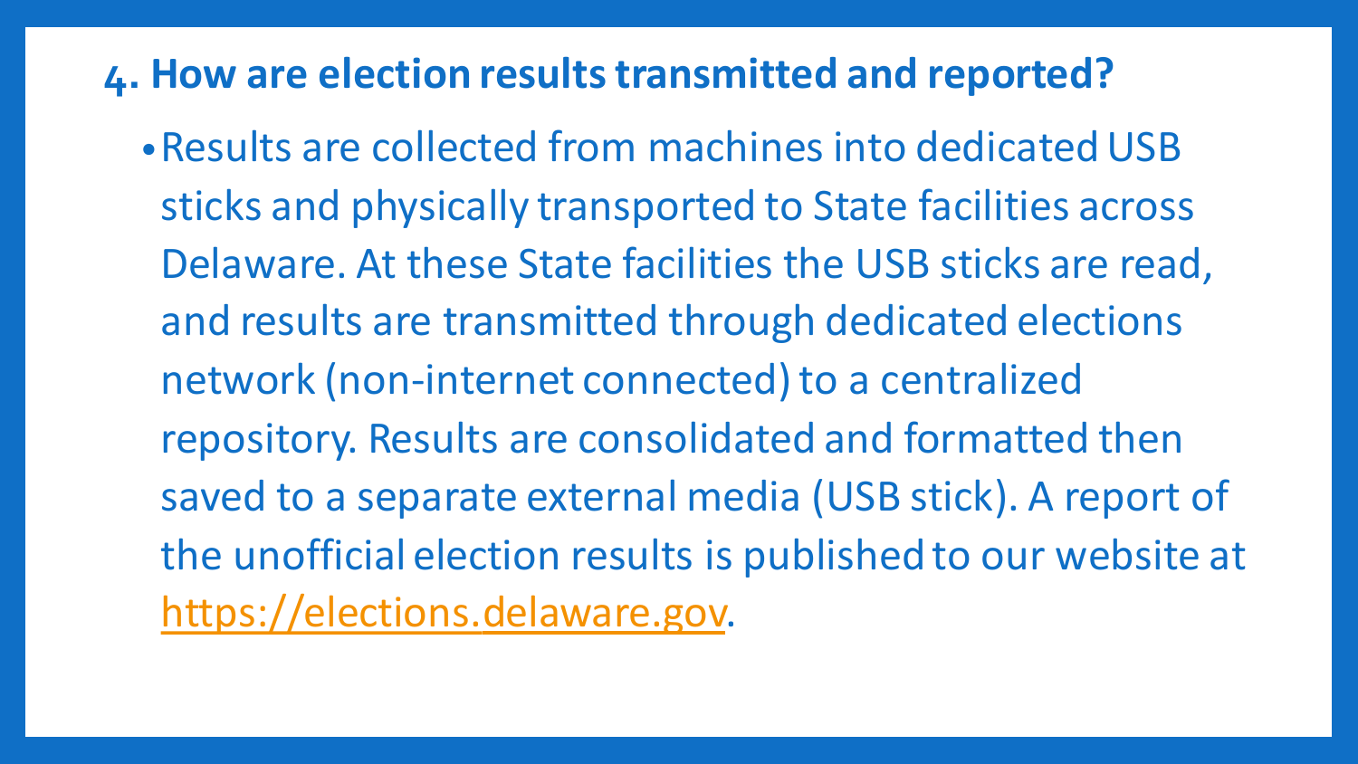## 4. How are election results transmitted and reported?

- Results are collected from machines into dedicated USB sticks and physically transported to State facilities across Delaware. At these State facilities the USB sticks are read, and results are transmitted through dedicated elections network (non-internet connected) to a centralized repository. Results are consolidated and formatted then saved to a separate external media (USB stick). A report of the unofficial election results is published to our website at [https://elections.delaware.gov](https://elections.delaware.gov).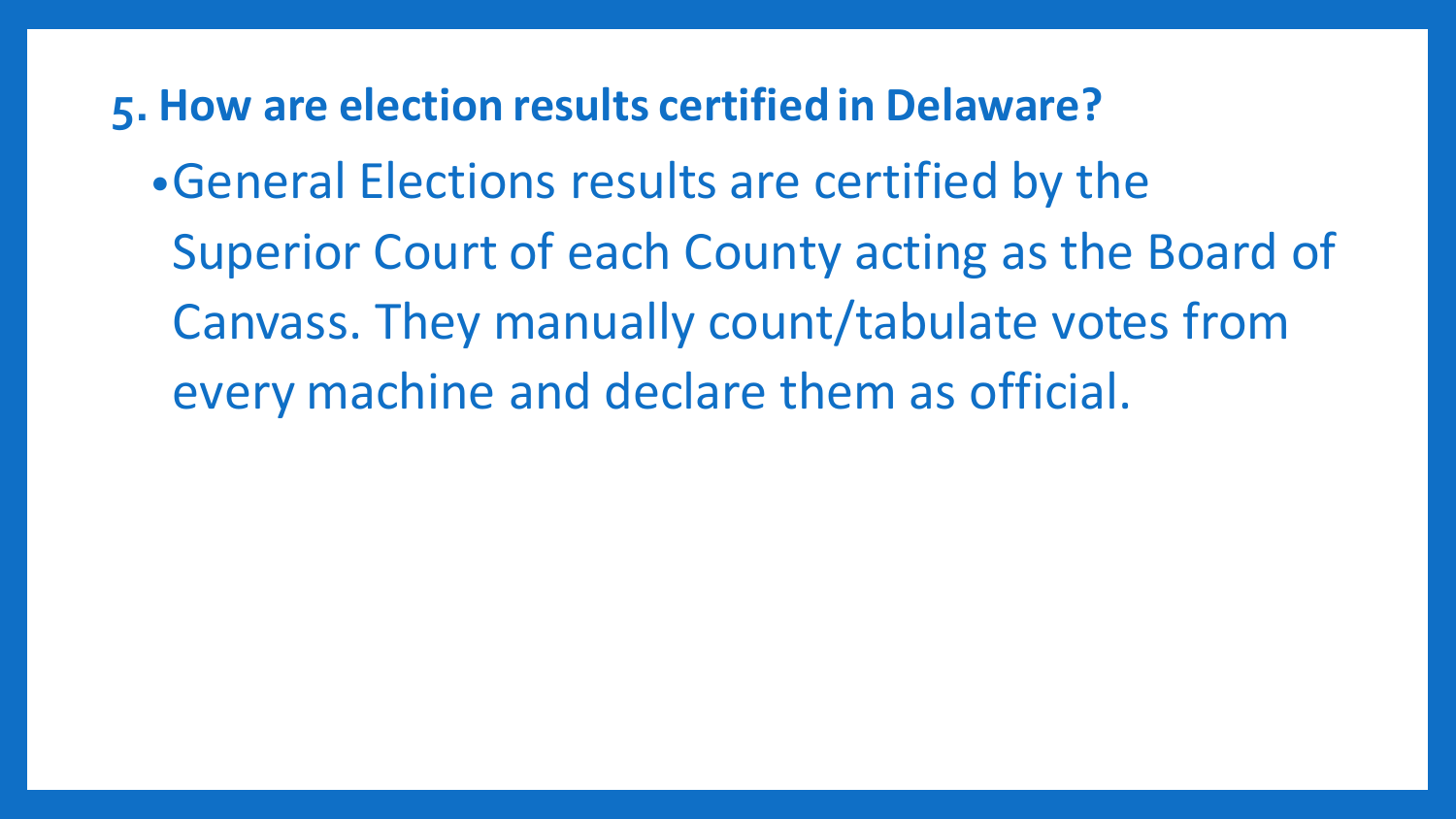## 5. How are election results certified in Delaware?

- General Elections results are certified by the Superior Court of each County acting as the Board of Canvass. They manually count/tabulate votes from every machine and declare them as official.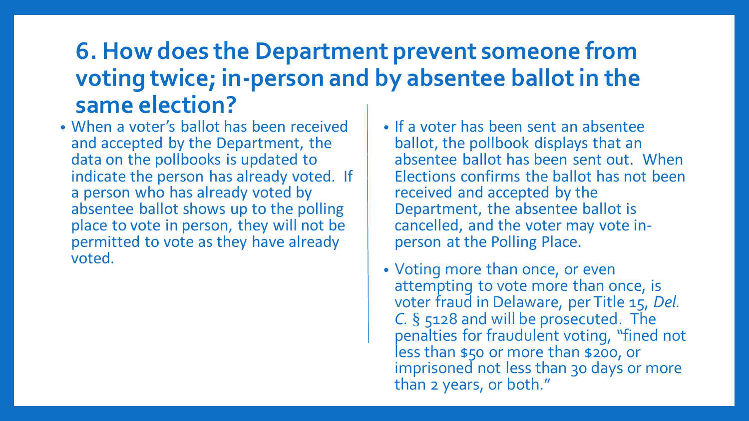## 6. How does the Department prevent someone from voting twice; in-person and by absentee ballot in the same election?

- When a voter's ballot has been received and accepted by the Department, the data on the pollbooks is updated to indicate the person has already voted. If a person who has already voted by absentee ballot shows up to the polling place to vote in person, they will not be permitted to vote as they have already voted.
- If a voter has been sent an absentee ballot, the pollbook displays that an absentee ballot has been sent out. When Elections confirms the ballot has not been received and accepted by the Department, the absentee ballot is cancelled, and the voter may vote in-person at the Polling Place.
- Voting more than once, or even attempting to vote more than once, is voter fraud in Delaware, per Title 15, *Del. C.* § 5128 and will be prosecuted. The penalties for fraudulent voting, "fined not less than $50 or more than $200, or imprisoned not less than 30 days or more than 2 years, or both."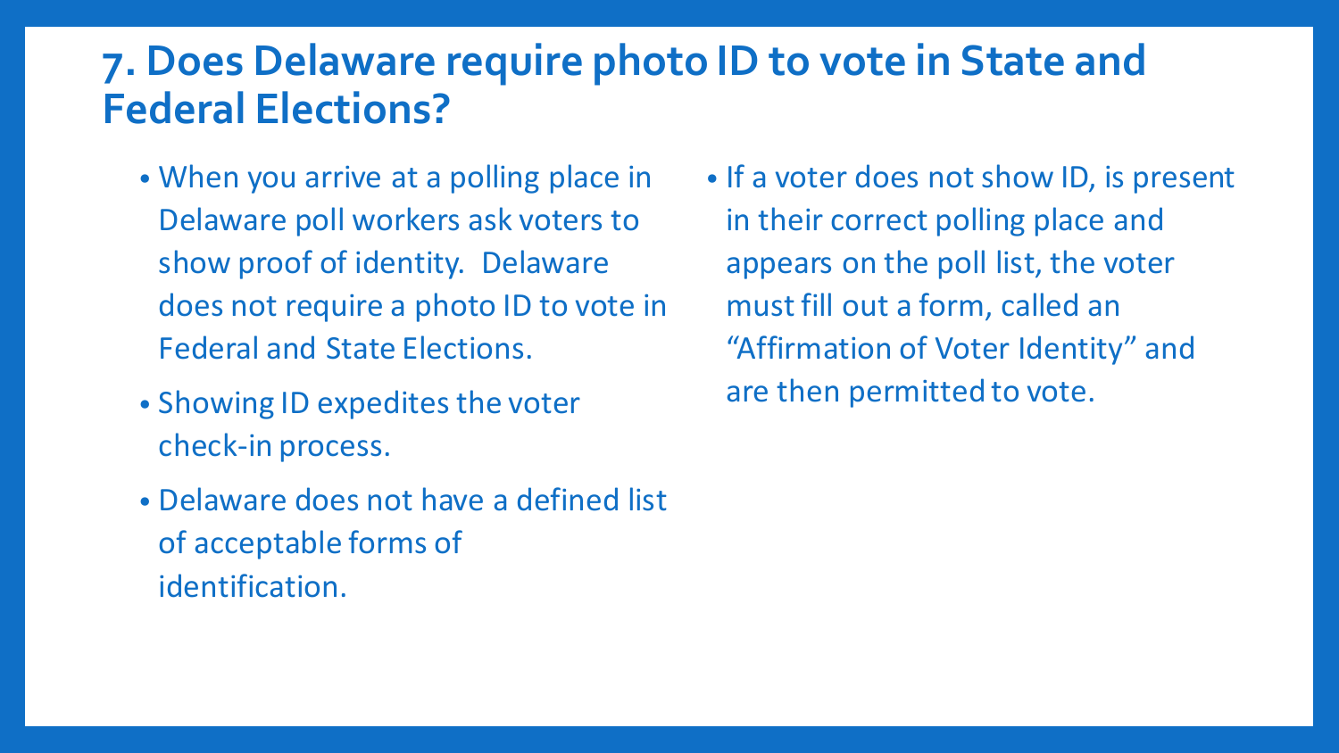## 7. Does Delaware require photo ID to vote in State and Federal Elections?

- When you arrive at a polling place in Delaware poll workers ask voters to show proof of identity. Delaware does not require a photo ID to vote in Federal and State Elections.
- Showing ID expedites the voter check-in process.
- Delaware does not have a defined list of acceptable forms of identification.
- If a voter does not show ID, is present in their correct polling place and appears on the poll list, the voter must fill out a form, called an "Affirmation of Voter Identity" and are then permitted to vote.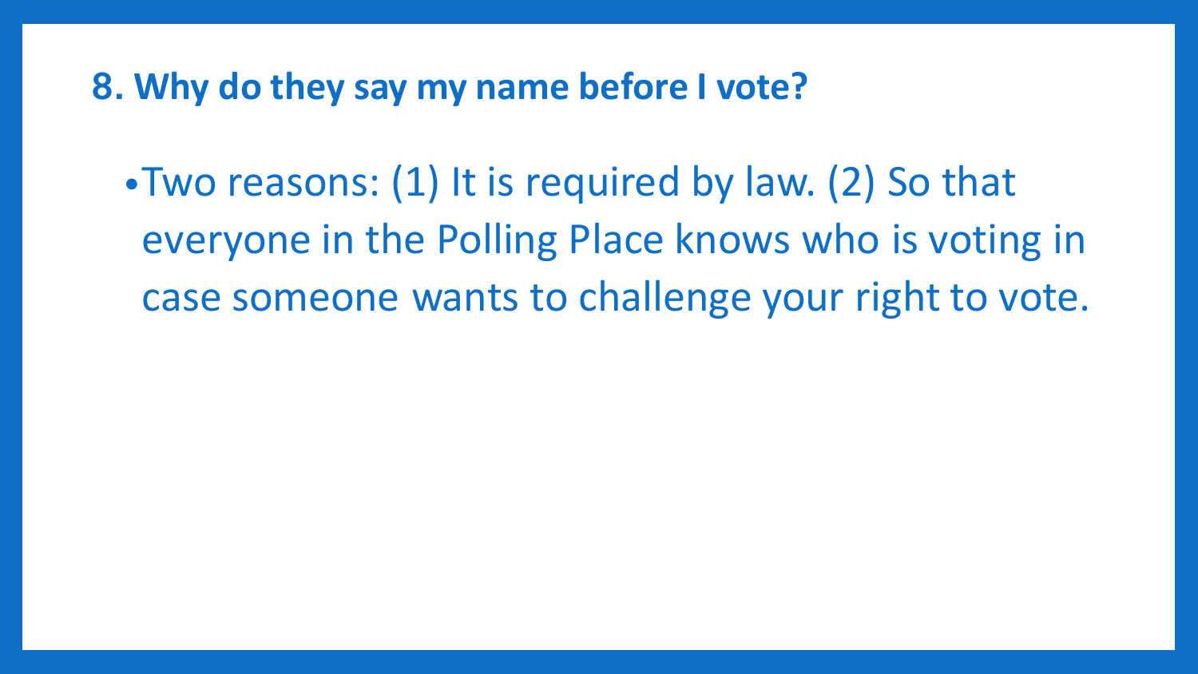## 8. Why do they say my name before I vote?

- Two reasons: (1) It is required by law. (2) So that everyone in the Polling Place knows who is voting in case someone wants to challenge your right to vote.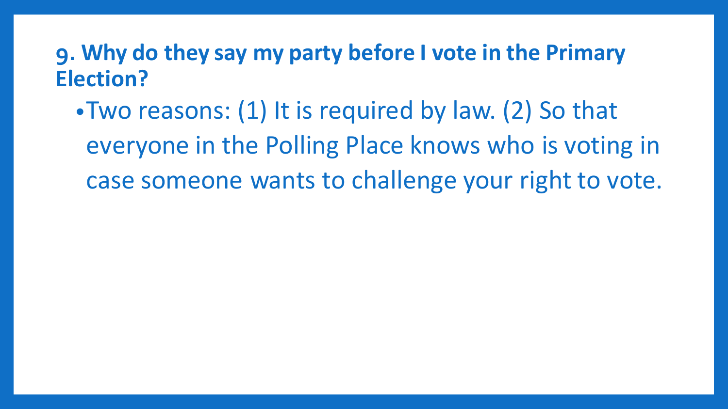## 9. Why do they say my party before I vote in the Primary Election?

- Two reasons: (1) It is required by law. (2) So that everyone in the Polling Place knows who is voting in case someone wants to challenge your right to vote.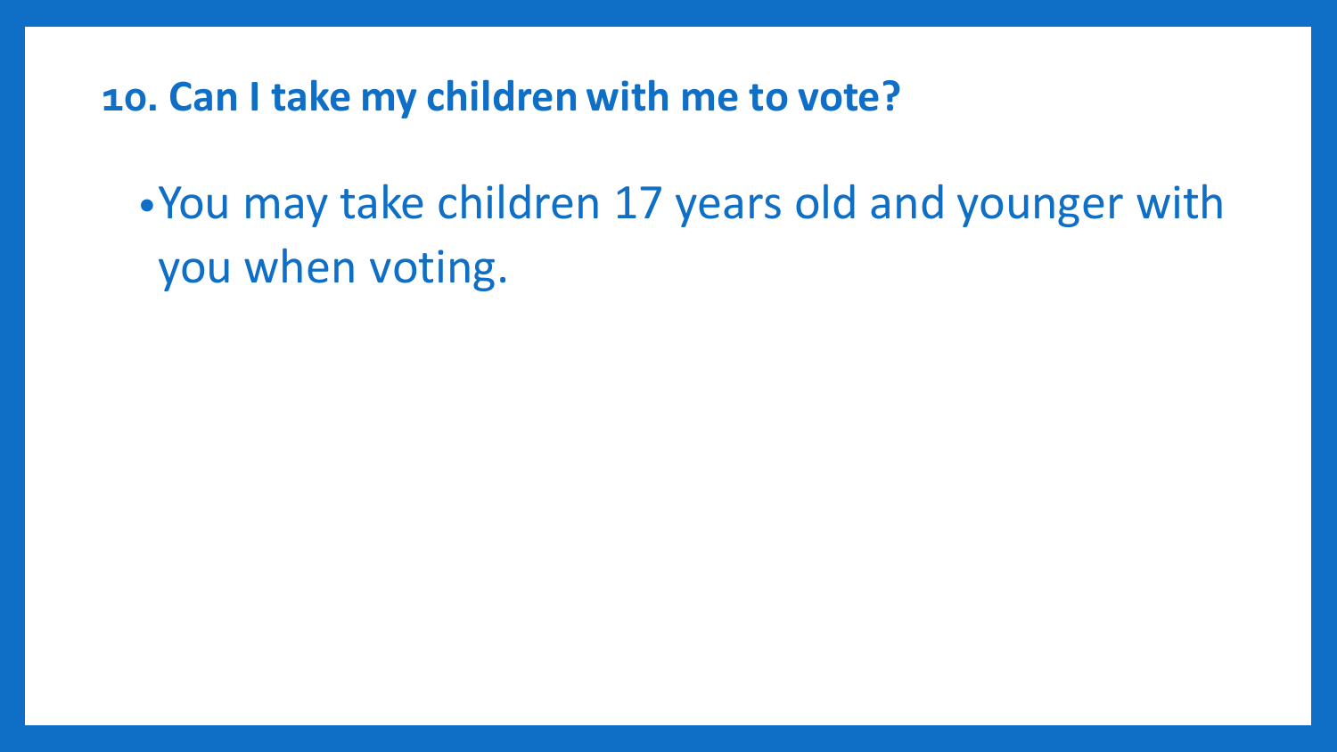## 10. Can I take my children with me to vote?

- You may take children 17 years old and younger with you when voting.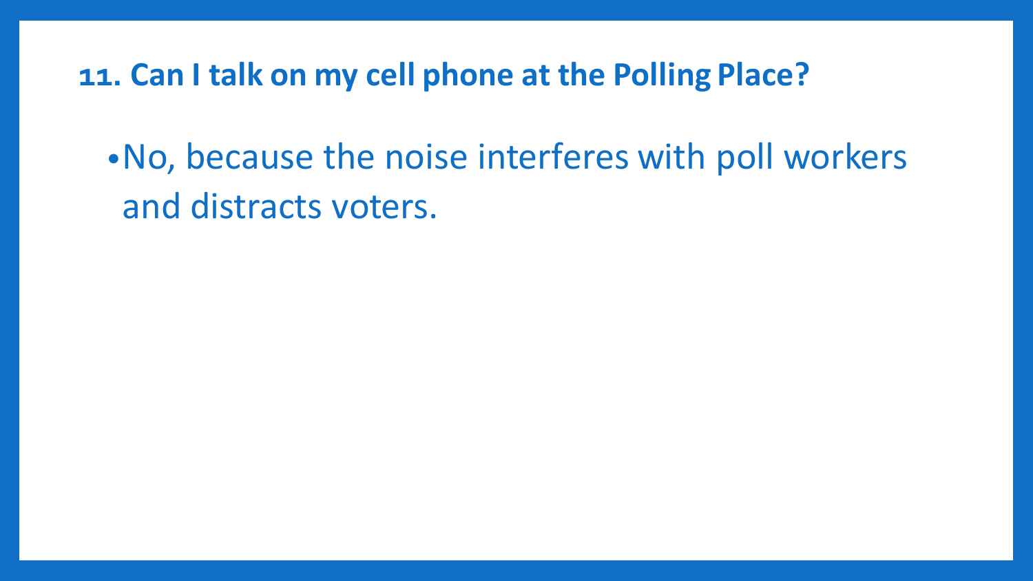## 11. Can I talk on my cell phone at the Polling Place?

- No, because the noise interferes with poll workers and distracts voters.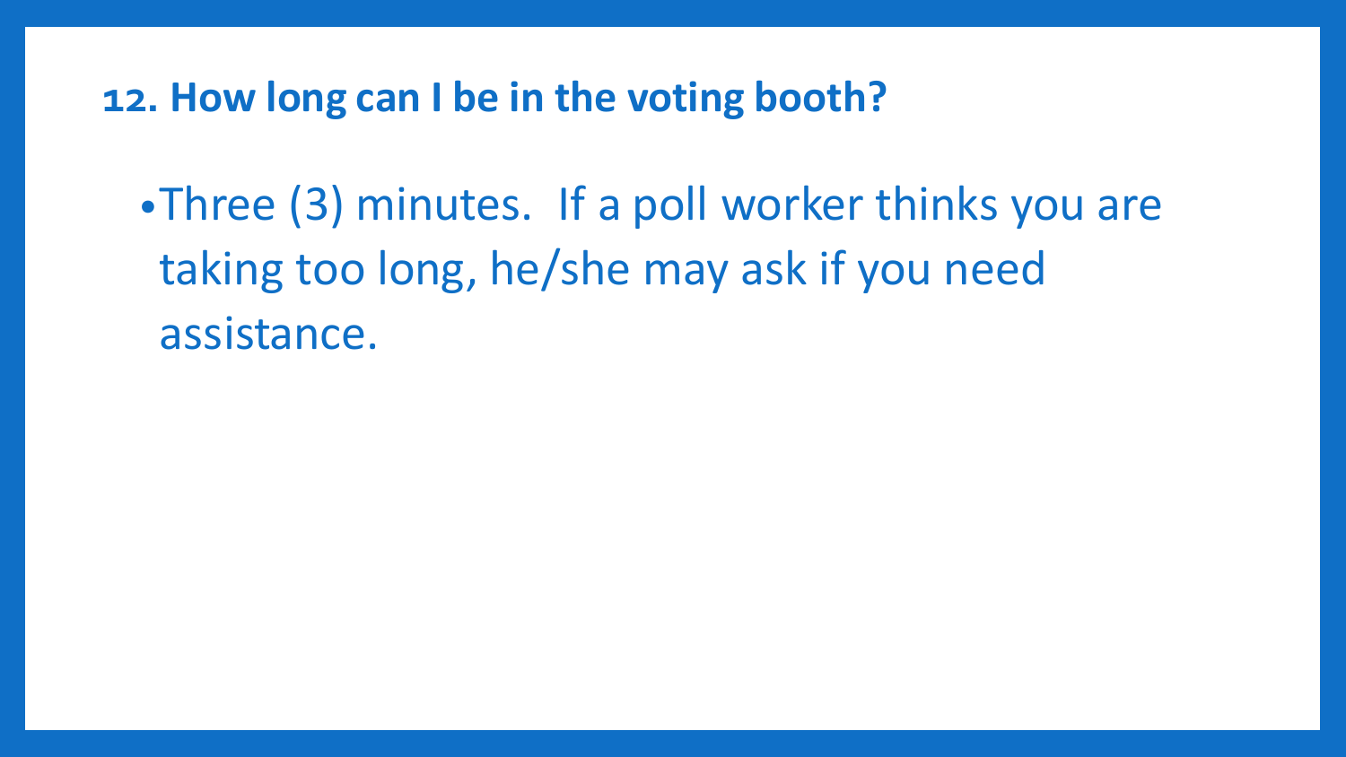## 12. How long can I be in the voting booth?

- Three (3) minutes.  If a poll worker thinks you are taking too long, he/she may ask if you need assistance.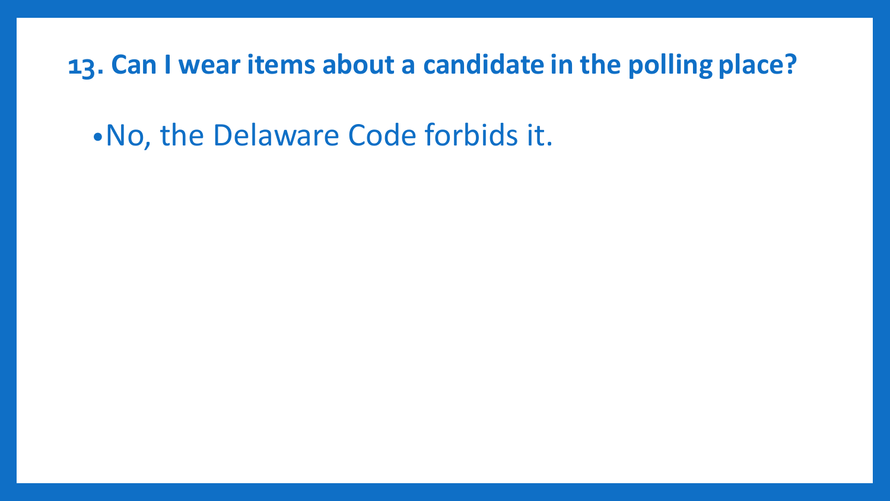## 13. Can I wear items about a candidate in the polling place?

- No, the Delaware Code forbids it.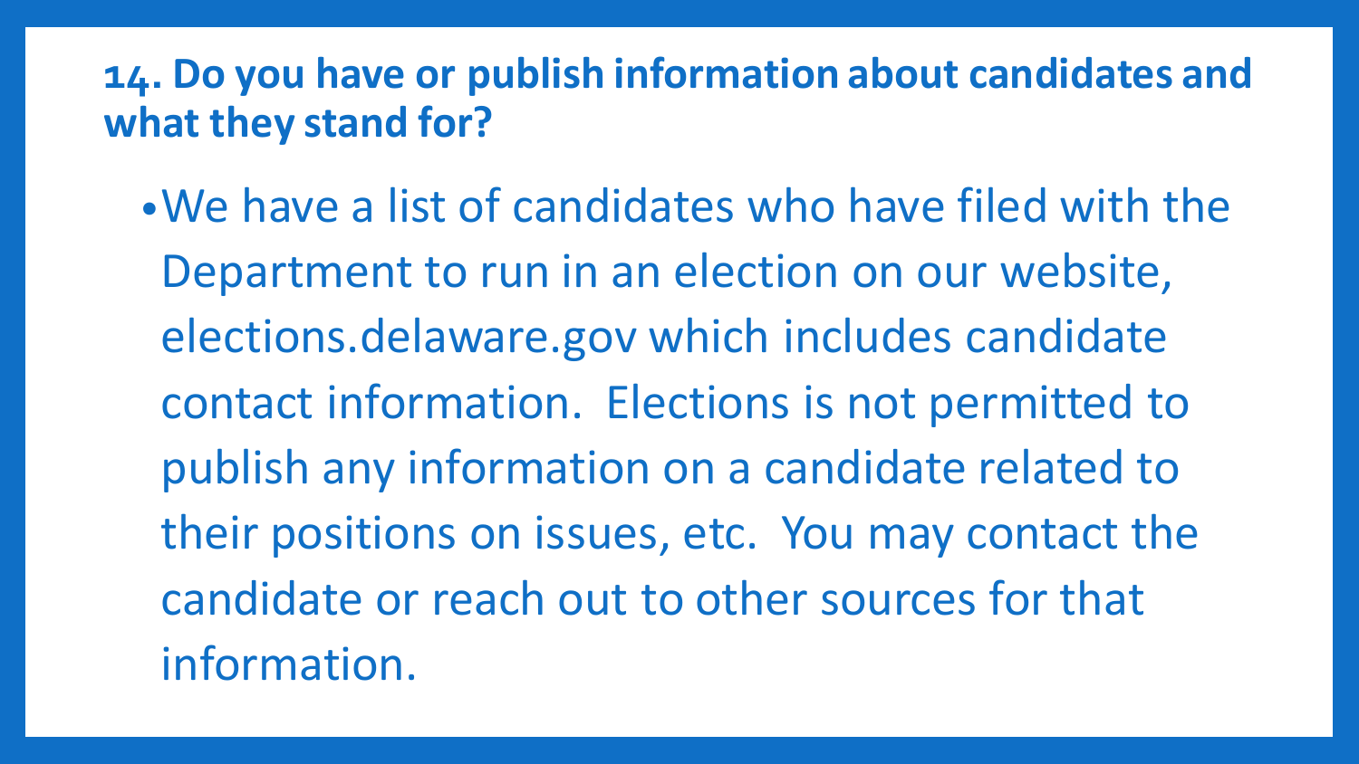## 14. Do you have or publish information about candidates and what they stand for?

- We have a list of candidates who have filed with the Department to run in an election on our website, elections.delaware.gov which includes candidate contact information. Elections is not permitted to publish any information on a candidate related to their positions on issues, etc. You may contact the candidate or reach out to other sources for that information.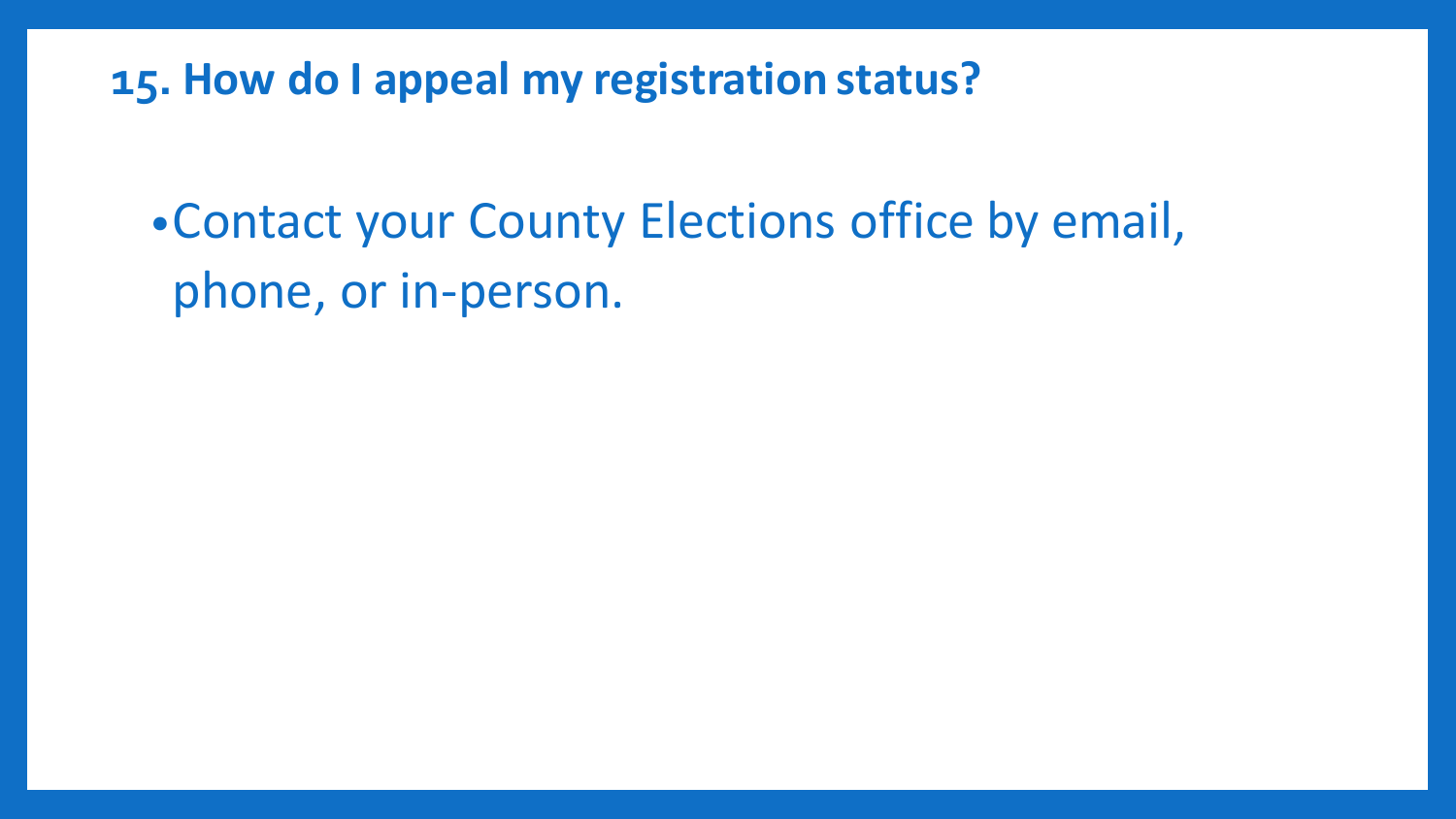## 15. How do I appeal my registration status?

- Contact your County Elections office by email, phone, or in-person.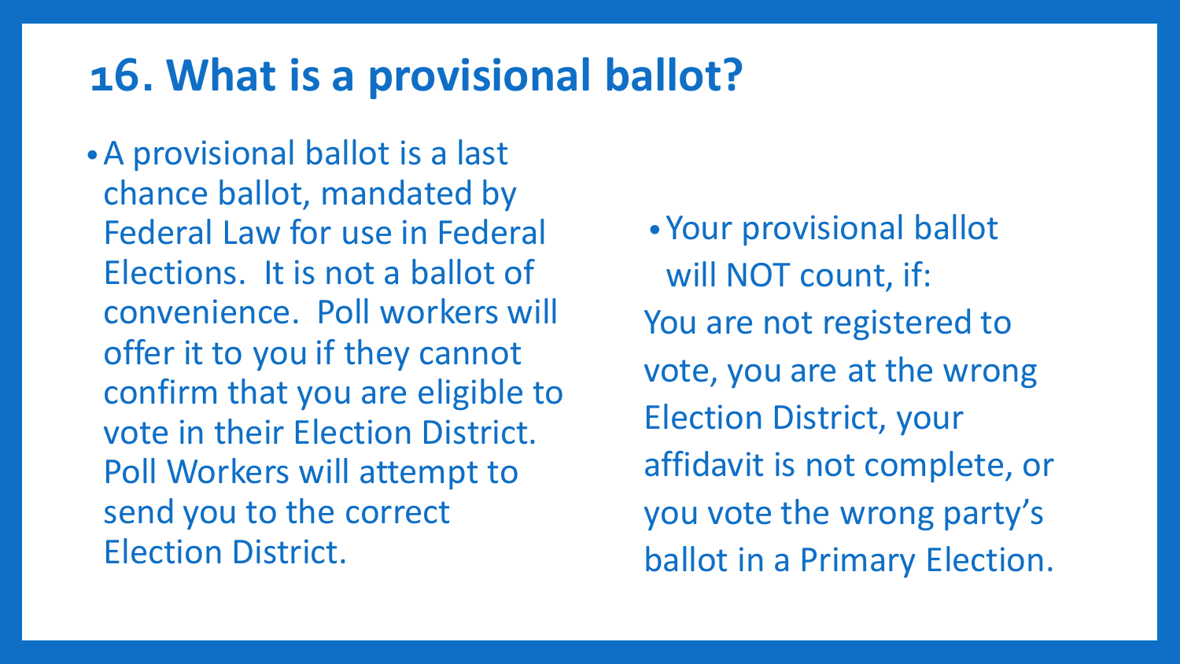# 16. What is a provisional ballot?

- A provisional ballot is a last chance ballot, mandated by Federal Law for use in Federal Elections. It is not a ballot of convenience. Poll workers will offer it to you if they cannot confirm that you are eligible to vote in their Election District. Poll Workers will attempt to send you to the correct Election District.

- Your provisional ballot will NOT count, if:

You are not registered to vote, you are at the wrong Election District, your affidavit is not complete, or you vote the wrong party's ballot in a Primary Election.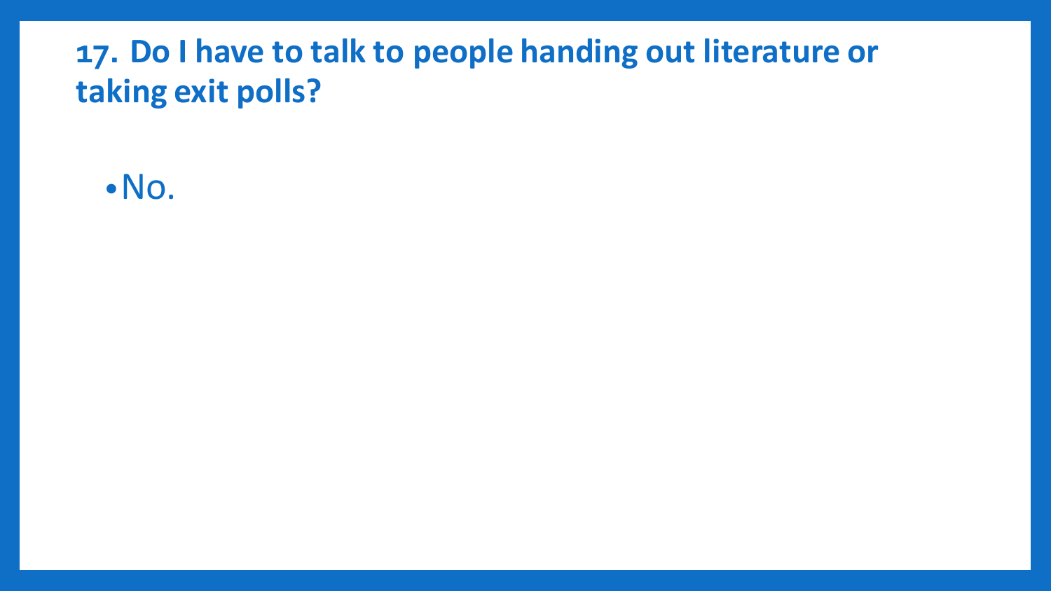## 17. Do I have to talk to people handing out literature or taking exit polls?

- No.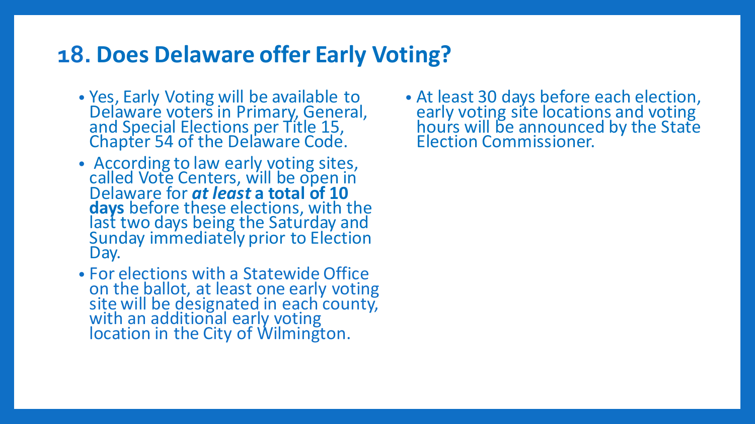## 18. Does Delaware offer Early Voting?

- Yes, Early Voting will be available to Delaware voters in Primary, General, and Special Elections per Title 15, Chapter 54 of the Delaware Code.
- According to law early voting sites, called Vote Centers, will be open in Delaware for ***at least* a total of 10 days** before these elections, with the last two days being the Saturday and Sunday immediately prior to Election Day.
- For elections with a Statewide Office on the ballot, at least one early voting site will be designated in each county, with an additional early voting location in the City of Wilmington.
- At least 30 days before each election, early voting site locations and voting hours will be announced by the State Election Commissioner.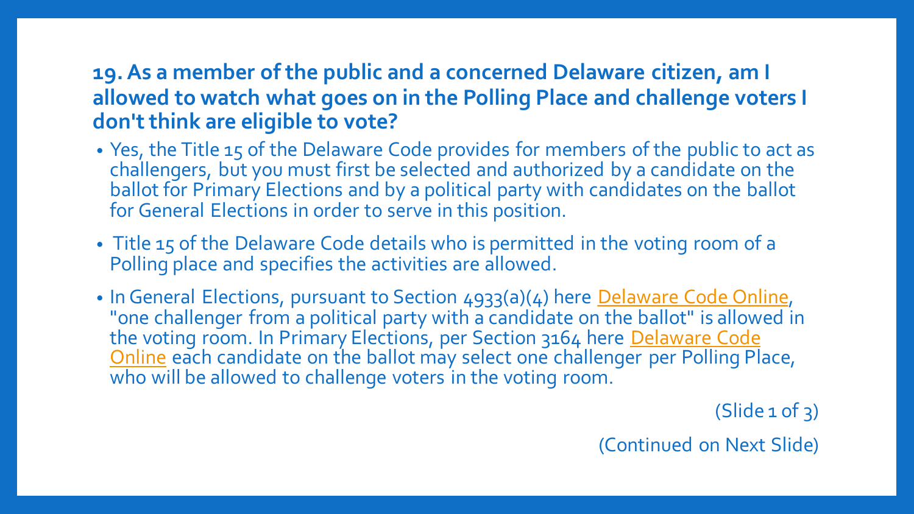## 19. As a member of the public and a concerned Delaware citizen, am I allowed to watch what goes on in the Polling Place and challenge voters I don't think are eligible to vote?

- Yes, the Title 15 of the Delaware Code provides for members of the public to act as challengers, but you must first be selected and authorized by a candidate on the ballot for Primary Elections and by a political party with candidates on the ballot for General Elections in order to serve in this position.
- Title 15 of the Delaware Code details who is permitted in the voting room of a Polling place and specifies the activities are allowed.
- In General Elections, pursuant to Section 4933(a)(4) here Delaware Code Online, "one challenger from a political party with a candidate on the ballot" is allowed in the voting room. In Primary Elections, per Section 3164 here Delaware Code Online each candidate on the ballot may select one challenger per Polling Place, who will be allowed to challenge voters in the voting room.

(Slide 1 of 3)

(Continued on Next Slide)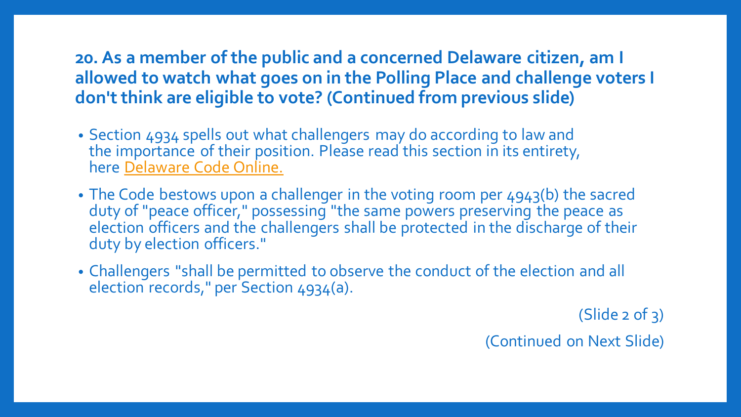## 20. As a member of the public and a concerned Delaware citizen, am I allowed to watch what goes on in the Polling Place and challenge voters I don't think are eligible to vote? (Continued from previous slide)

- Section 4934 spells out what challengers may do according to law and the importance of their position. Please read this section in its entirety, here Delaware Code Online.
- The Code bestows upon a challenger in the voting room per 4943(b) the sacred duty of "peace officer," possessing "the same powers preserving the peace as election officers and the challengers shall be protected in the discharge of their duty by election officers."
- Challengers "shall be permitted to observe the conduct of the election and all election records," per Section 4934(a).

(Slide 2 of 3)

(Continued on Next Slide)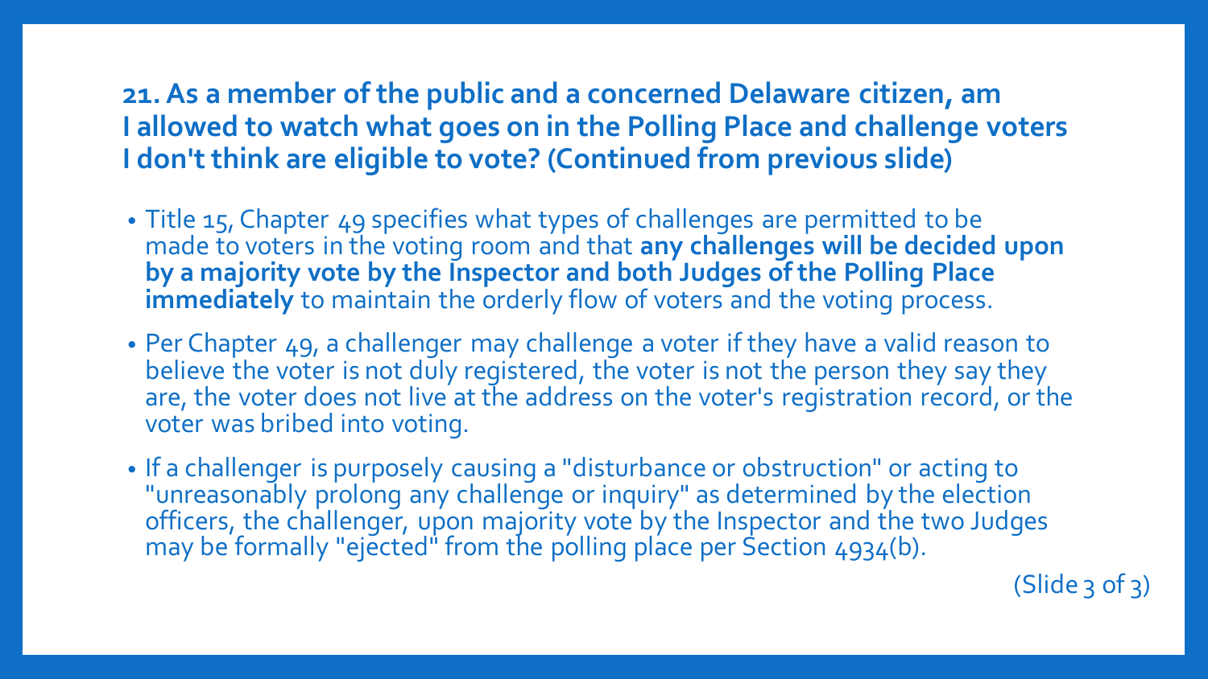## 21. As a member of the public and a concerned Delaware citizen, am I allowed to watch what goes on in the Polling Place and challenge voters I don't think are eligible to vote? (Continued from previous slide)

- Title 15, Chapter 49 specifies what types of challenges are permitted to be made to voters in the voting room and that **any challenges will be decided upon by a majority vote by the Inspector and both Judges of the Polling Place immediately** to maintain the orderly flow of voters and the voting process.
- Per Chapter 49, a challenger may challenge a voter if they have a valid reason to believe the voter is not duly registered, the voter is not the person they say they are, the voter does not live at the address on the voter's registration record, or the voter was bribed into voting.
- If a challenger is purposely causing a "disturbance or obstruction" or acting to "unreasonably prolong any challenge or inquiry" as determined by the election officers, the challenger, upon majority vote by the Inspector and the two Judges may be formally "ejected" from the polling place per Section 4934(b).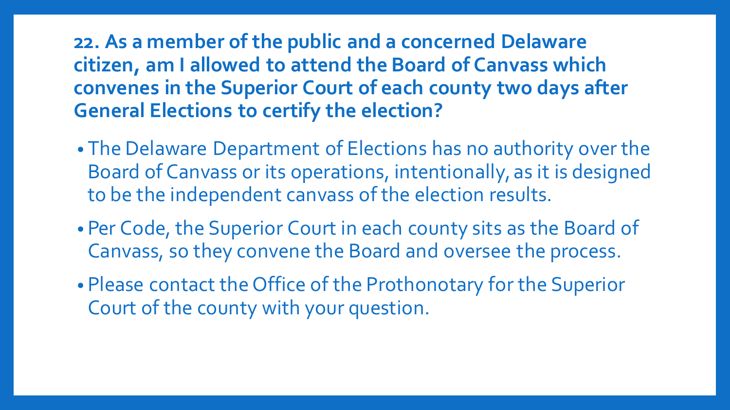**22. As a member of the public and a concerned Delaware citizen, am I allowed to attend the Board of Canvass which convenes in the Superior Court of each county two days after General Elections to certify the election?**

- The Delaware Department of Elections has no authority over the Board of Canvass or its operations, intentionally, as it is designed to be the independent canvass of the election results.
- Per Code, the Superior Court in each county sits as the Board of Canvass, so they convene the Board and oversee the process.
- Please contact the Office of the Prothonotary for the Superior Court of the county with your question.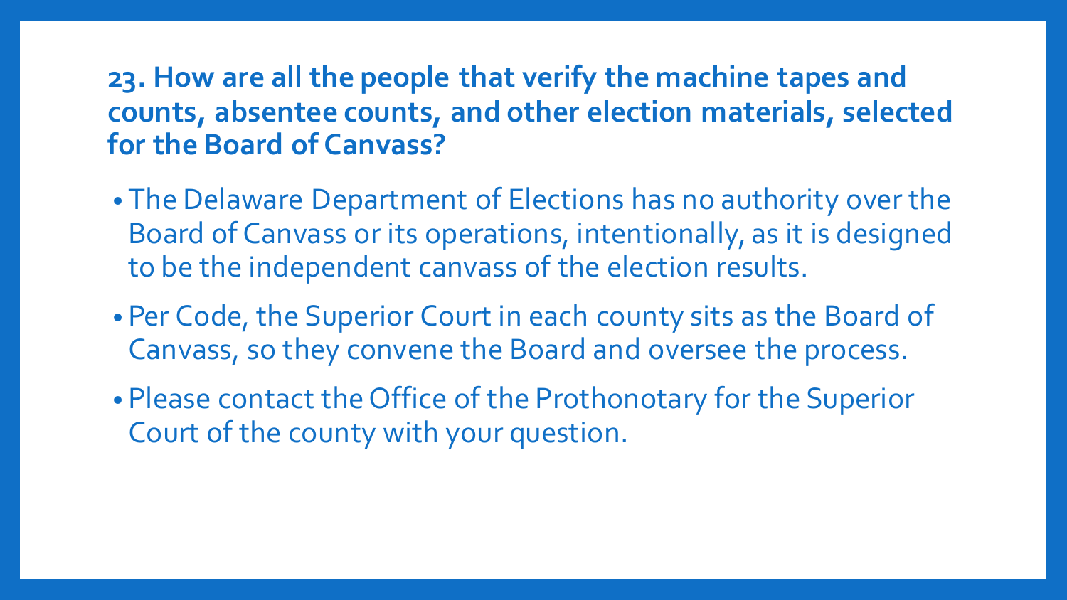## 23. How are all the people that verify the machine tapes and counts, absentee counts, and other election materials, selected for the Board of Canvass?

- The Delaware Department of Elections has no authority over the Board of Canvass or its operations, intentionally, as it is designed to be the independent canvass of the election results.
- Per Code, the Superior Court in each county sits as the Board of Canvass, so they convene the Board and oversee the process.
- Please contact the Office of the Prothonotary for the Superior Court of the county with your question.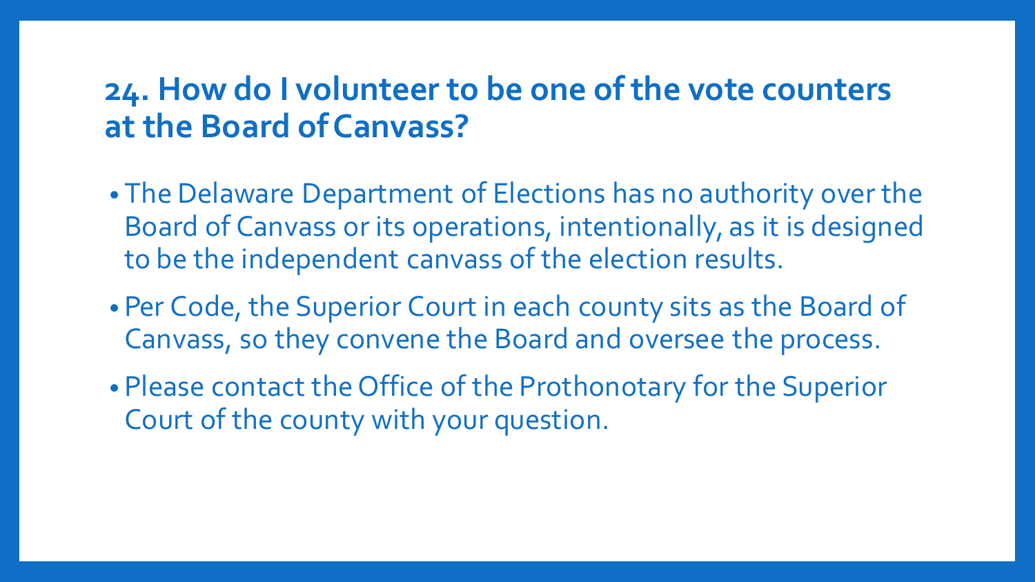## 24. How do I volunteer to be one of the vote counters at the Board of Canvass?

- The Delaware Department of Elections has no authority over the Board of Canvass or its operations, intentionally, as it is designed to be the independent canvass of the election results.
- Per Code, the Superior Court in each county sits as the Board of Canvass, so they convene the Board and oversee the process.
- Please contact the Office of the Prothonotary for the Superior Court of the county with your question.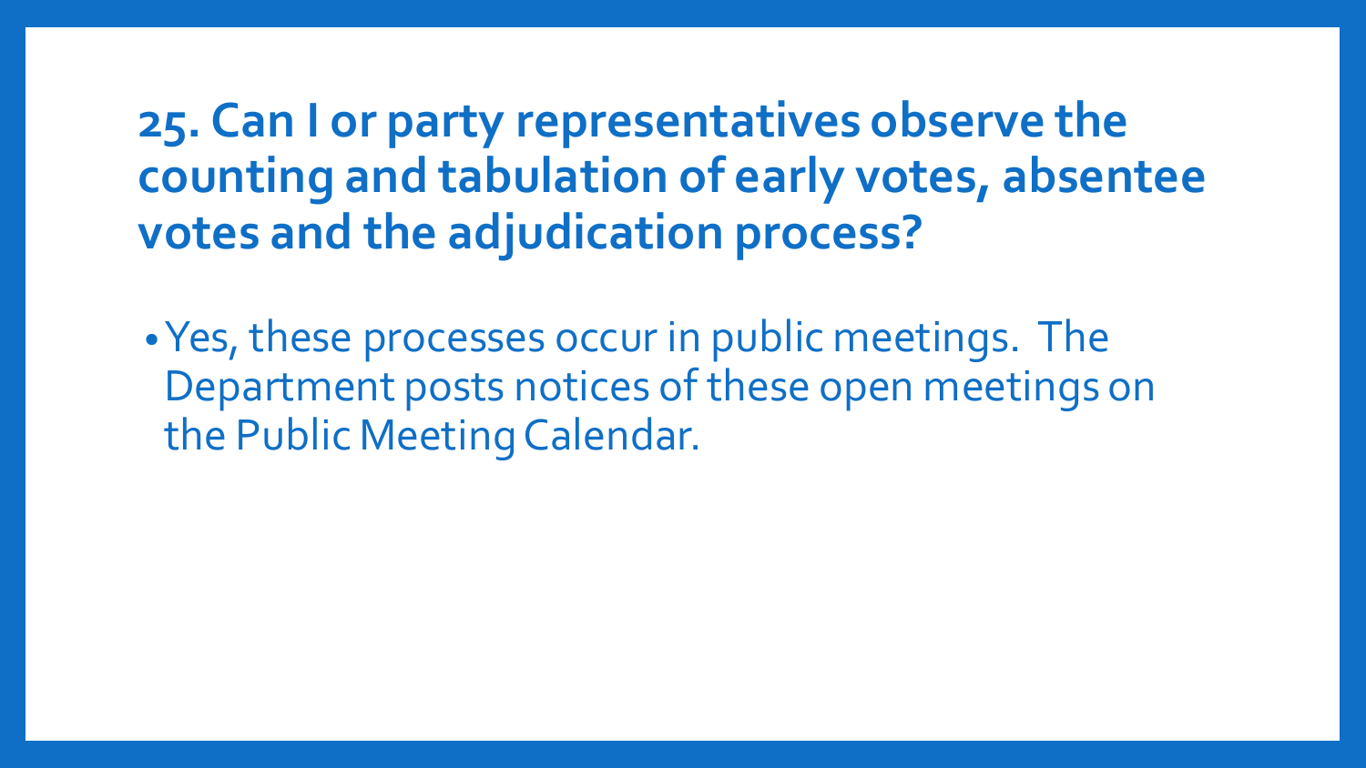## 25. Can I or party representatives observe the counting and tabulation of early votes, absentee votes and the adjudication process?

- Yes, these processes occur in public meetings. The Department posts notices of these open meetings on the Public Meeting Calendar.